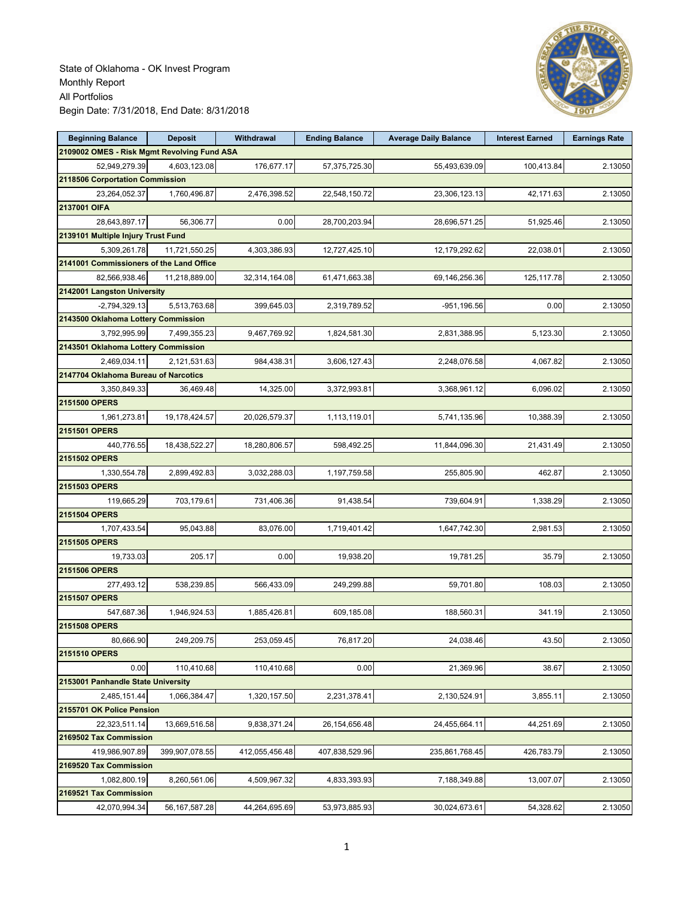State of Oklahoma - OK Invest Program
Monthly Report
All Portfolios
Begin Date: 7/31/2018, End Date: 8/31/2018

| Beginning Balance | Deposit | Withdrawal | Ending Balance | Average Daily Balance | Interest Earned | Earnings Rate |
|---|---|---|---|---|---|---|
| **2109002 OMES - Risk Mgmt Revolving Fund ASA** | | | | | | |
| 52,949,279.39 | 4,603,123.08 | 176,677.17 | 57,375,725.30 | 55,493,639.09 | 100,413.84 | 2.13050 |
| **2118506 Corportation Commission** | | | | | | |
| 23,264,052.37 | 1,760,496.87 | 2,476,398.52 | 22,548,150.72 | 23,306,123.13 | 42,171.63 | 2.13050 |
| **2137001 OIFA** | | | | | | |
| 28,643,897.17 | 56,306.77 | 0.00 | 28,700,203.94 | 28,696,571.25 | 51,925.46 | 2.13050 |
| **2139101 Multiple Injury Trust Fund** | | | | | | |
| 5,309,261.78 | 11,721,550.25 | 4,303,386.93 | 12,727,425.10 | 12,179,292.62 | 22,038.01 | 2.13050 |
| **2141001 Commissioners of the Land Office** | | | | | | |
| 82,566,938.46 | 11,218,889.00 | 32,314,164.08 | 61,471,663.38 | 69,146,256.36 | 125,117.78 | 2.13050 |
| **2142001 Langston University** | | | | | | |
| -2,794,329.13 | 5,513,763.68 | 399,645.03 | 2,319,789.52 | -951,196.56 | 0.00 | 2.13050 |
| **2143500 Oklahoma Lottery Commission** | | | | | | |
| 3,792,995.99 | 7,499,355.23 | 9,467,769.92 | 1,824,581.30 | 2,831,388.95 | 5,123.30 | 2.13050 |
| **2143501 Oklahoma Lottery Commission** | | | | | | |
| 2,469,034.11 | 2,121,531.63 | 984,438.31 | 3,606,127.43 | 2,248,076.58 | 4,067.82 | 2.13050 |
| **2147704 Oklahoma Bureau of Narcotics** | | | | | | |
| 3,350,849.33 | 36,469.48 | 14,325.00 | 3,372,993.81 | 3,368,961.12 | 6,096.02 | 2.13050 |
| **2151500 OPERS** | | | | | | |
| 1,961,273.81 | 19,178,424.57 | 20,026,579.37 | 1,113,119.01 | 5,741,135.96 | 10,388.39 | 2.13050 |
| **2151501 OPERS** | | | | | | |
| 440,776.55 | 18,438,522.27 | 18,280,806.57 | 598,492.25 | 11,844,096.30 | 21,431.49 | 2.13050 |
| **2151502 OPERS** | | | | | | |
| 1,330,554.78 | 2,899,492.83 | 3,032,288.03 | 1,197,759.58 | 255,805.90 | 462.87 | 2.13050 |
| **2151503 OPERS** | | | | | | |
| 119,665.29 | 703,179.61 | 731,406.36 | 91,438.54 | 739,604.91 | 1,338.29 | 2.13050 |
| **2151504 OPERS** | | | | | | |
| 1,707,433.54 | 95,043.88 | 83,076.00 | 1,719,401.42 | 1,647,742.30 | 2,981.53 | 2.13050 |
| **2151505 OPERS** | | | | | | |
| 19,733.03 | 205.17 | 0.00 | 19,938.20 | 19,781.25 | 35.79 | 2.13050 |
| **2151506 OPERS** | | | | | | |
| 277,493.12 | 538,239.85 | 566,433.09 | 249,299.88 | 59,701.80 | 108.03 | 2.13050 |
| **2151507 OPERS** | | | | | | |
| 547,687.36 | 1,946,924.53 | 1,885,426.81 | 609,185.08 | 188,560.31 | 341.19 | 2.13050 |
| **2151508 OPERS** | | | | | | |
| 80,666.90 | 249,209.75 | 253,059.45 | 76,817.20 | 24,038.46 | 43.50 | 2.13050 |
| **2151510 OPERS** | | | | | | |
| 0.00 | 110,410.68 | 110,410.68 | 0.00 | 21,369.96 | 38.67 | 2.13050 |
| **2153001 Panhandle State University** | | | | | | |
| 2,485,151.44 | 1,066,384.47 | 1,320,157.50 | 2,231,378.41 | 2,130,524.91 | 3,855.11 | 2.13050 |
| **2155701 OK Police Pension** | | | | | | |
| 22,323,511.14 | 13,669,516.58 | 9,838,371.24 | 26,154,656.48 | 24,455,664.11 | 44,251.69 | 2.13050 |
| **2169502 Tax Commission** | | | | | | |
| 419,986,907.89 | 399,907,078.55 | 412,055,456.48 | 407,838,529.96 | 235,861,768.45 | 426,783.79 | 2.13050 |
| **2169520 Tax Commission** | | | | | | |
| 1,082,800.19 | 8,260,561.06 | 4,509,967.32 | 4,833,393.93 | 7,188,349.88 | 13,007.07 | 2.13050 |
| **2169521 Tax Commission** | | | | | | |
| 42,070,994.34 | 56,167,587.28 | 44,264,695.69 | 53,973,885.93 | 30,024,673.61 | 54,328.62 | 2.13050 |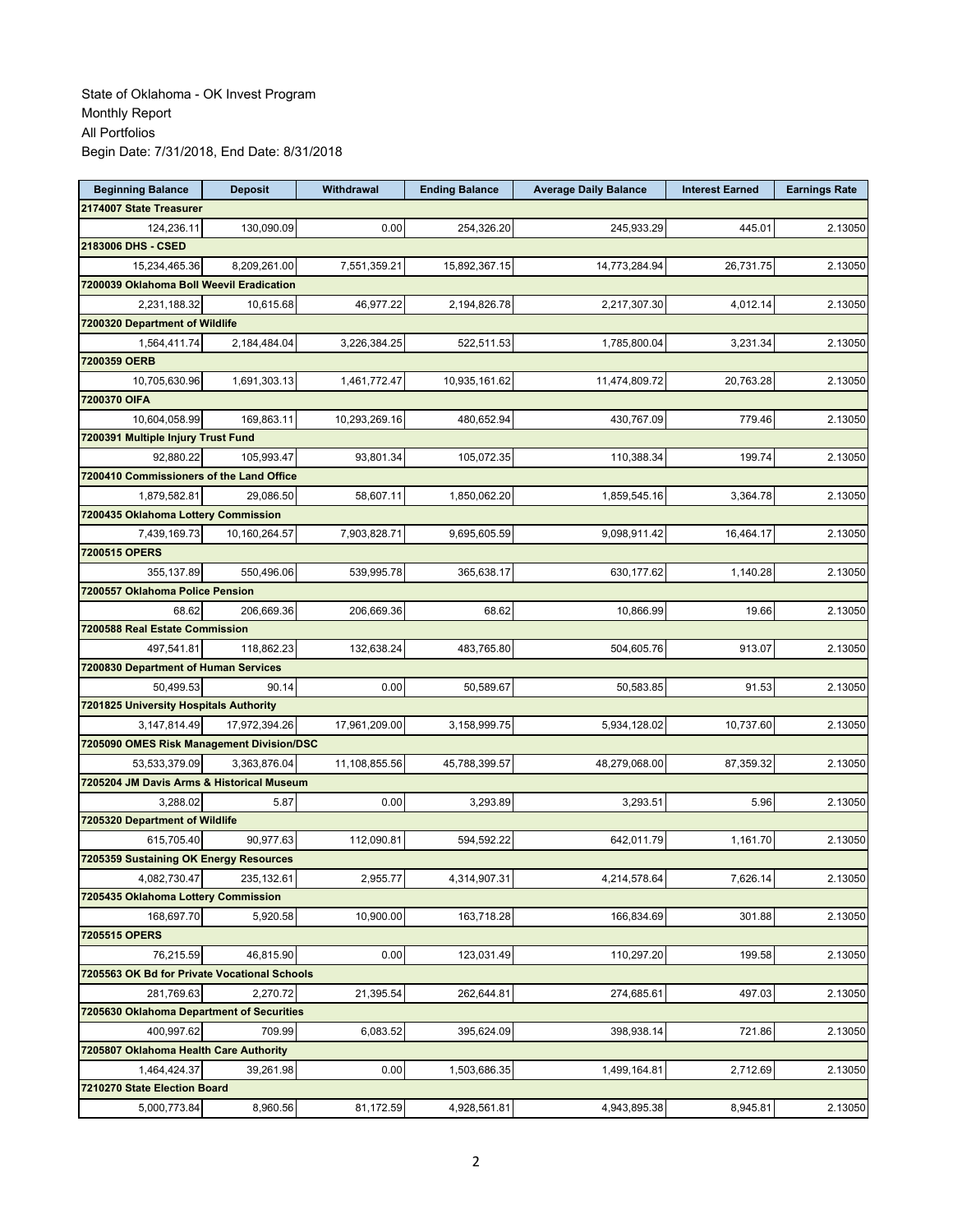State of Oklahoma - OK Invest Program
Monthly Report
All Portfolios
Begin Date: 7/31/2018, End Date: 8/31/2018

| Beginning Balance | Deposit | Withdrawal | Ending Balance | Average Daily Balance | Interest Earned | Earnings Rate |
|---|---|---|---|---|---|---|
| **2174007 State Treasurer** | | | | | | |
| 124,236.11 | 130,090.09 | 0.00 | 254,326.20 | 245,933.29 | 445.01 | 2.13050 |
| **2183006 DHS - CSED** | | | | | | |
| 15,234,465.36 | 8,209,261.00 | 7,551,359.21 | 15,892,367.15 | 14,773,284.94 | 26,731.75 | 2.13050 |
| **7200039 Oklahoma Boll Weevil Eradication** | | | | | | |
| 2,231,188.32 | 10,615.68 | 46,977.22 | 2,194,826.78 | 2,217,307.30 | 4,012.14 | 2.13050 |
| **7200320 Department of Wildlife** | | | | | | |
| 1,564,411.74 | 2,184,484.04 | 3,226,384.25 | 522,511.53 | 1,785,800.04 | 3,231.34 | 2.13050 |
| **7200359 OERB** | | | | | | |
| 10,705,630.96 | 1,691,303.13 | 1,461,772.47 | 10,935,161.62 | 11,474,809.72 | 20,763.28 | 2.13050 |
| **7200370 OIFA** | | | | | | |
| 10,604,058.99 | 169,863.11 | 10,293,269.16 | 480,652.94 | 430,767.09 | 779.46 | 2.13050 |
| **7200391 Multiple Injury Trust Fund** | | | | | | |
| 92,880.22 | 105,993.47 | 93,801.34 | 105,072.35 | 110,388.34 | 199.74 | 2.13050 |
| **7200410 Commissioners of the Land Office** | | | | | | |
| 1,879,582.81 | 29,086.50 | 58,607.11 | 1,850,062.20 | 1,859,545.16 | 3,364.78 | 2.13050 |
| **7200435 Oklahoma Lottery Commission** | | | | | | |
| 7,439,169.73 | 10,160,264.57 | 7,903,828.71 | 9,695,605.59 | 9,098,911.42 | 16,464.17 | 2.13050 |
| **7200515 OPERS** | | | | | | |
| 355,137.89 | 550,496.06 | 539,995.78 | 365,638.17 | 630,177.62 | 1,140.28 | 2.13050 |
| **7200557 Oklahoma Police Pension** | | | | | | |
| 68.62 | 206,669.36 | 206,669.36 | 68.62 | 10,866.99 | 19.66 | 2.13050 |
| **7200588 Real Estate Commission** | | | | | | |
| 497,541.81 | 118,862.23 | 132,638.24 | 483,765.80 | 504,605.76 | 913.07 | 2.13050 |
| **7200830 Department of Human Services** | | | | | | |
| 50,499.53 | 90.14 | 0.00 | 50,589.67 | 50,583.85 | 91.53 | 2.13050 |
| **7201825 University Hospitals Authority** | | | | | | |
| 3,147,814.49 | 17,972,394.26 | 17,961,209.00 | 3,158,999.75 | 5,934,128.02 | 10,737.60 | 2.13050 |
| **7205090 OMES Risk Management Division/DSC** | | | | | | |
| 53,533,379.09 | 3,363,876.04 | 11,108,855.56 | 45,788,399.57 | 48,279,068.00 | 87,359.32 | 2.13050 |
| **7205204 JM Davis Arms & Historical Museum** | | | | | | |
| 3,288.02 | 5.87 | 0.00 | 3,293.89 | 3,293.51 | 5.96 | 2.13050 |
| **7205320 Department of Wildlife** | | | | | | |
| 615,705.40 | 90,977.63 | 112,090.81 | 594,592.22 | 642,011.79 | 1,161.70 | 2.13050 |
| **7205359 Sustaining OK Energy Resources** | | | | | | |
| 4,082,730.47 | 235,132.61 | 2,955.77 | 4,314,907.31 | 4,214,578.64 | 7,626.14 | 2.13050 |
| **7205435 Oklahoma Lottery Commission** | | | | | | |
| 168,697.70 | 5,920.58 | 10,900.00 | 163,718.28 | 166,834.69 | 301.88 | 2.13050 |
| **7205515 OPERS** | | | | | | |
| 76,215.59 | 46,815.90 | 0.00 | 123,031.49 | 110,297.20 | 199.58 | 2.13050 |
| **7205563 OK Bd for Private Vocational Schools** | | | | | | |
| 281,769.63 | 2,270.72 | 21,395.54 | 262,644.81 | 274,685.61 | 497.03 | 2.13050 |
| **7205630 Oklahoma Department of Securities** | | | | | | |
| 400,997.62 | 709.99 | 6,083.52 | 395,624.09 | 398,938.14 | 721.86 | 2.13050 |
| **7205807 Oklahoma Health Care Authority** | | | | | | |
| 1,464,424.37 | 39,261.98 | 0.00 | 1,503,686.35 | 1,499,164.81 | 2,712.69 | 2.13050 |
| **7210270 State Election Board** | | | | | | |
| 5,000,773.84 | 8,960.56 | 81,172.59 | 4,928,561.81 | 4,943,895.38 | 8,945.81 | 2.13050 |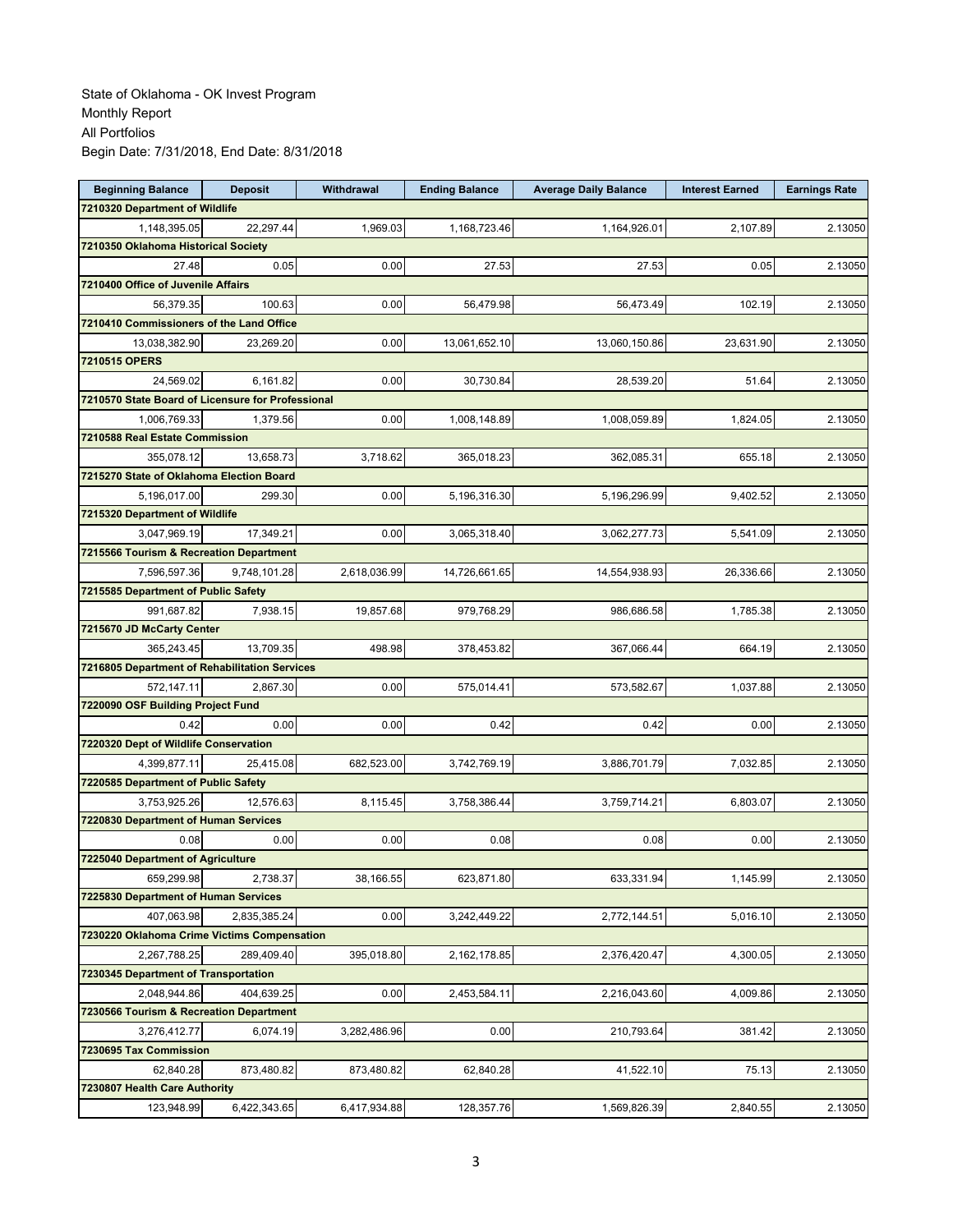State of Oklahoma - OK Invest Program
Monthly Report
All Portfolios
Begin Date: 7/31/2018, End Date: 8/31/2018

| Beginning Balance | Deposit | Withdrawal | Ending Balance | Average Daily Balance | Interest Earned | Earnings Rate |
|---|---|---|---|---|---|---|
| **7210320 Department of Wildlife** | | | | | | |
| 1,148,395.05 | 22,297.44 | 1,969.03 | 1,168,723.46 | 1,164,926.01 | 2,107.89 | 2.13050 |
| **7210350 Oklahoma Historical Society** | | | | | | |
| 27.48 | 0.05 | 0.00 | 27.53 | 27.53 | 0.05 | 2.13050 |
| **7210400 Office of Juvenile Affairs** | | | | | | |
| 56,379.35 | 100.63 | 0.00 | 56,479.98 | 56,473.49 | 102.19 | 2.13050 |
| **7210410 Commissioners of the Land Office** | | | | | | |
| 13,038,382.90 | 23,269.20 | 0.00 | 13,061,652.10 | 13,060,150.86 | 23,631.90 | 2.13050 |
| **7210515 OPERS** | | | | | | |
| 24,569.02 | 6,161.82 | 0.00 | 30,730.84 | 28,539.20 | 51.64 | 2.13050 |
| **7210570 State Board of Licensure for Professional** | | | | | | |
| 1,006,769.33 | 1,379.56 | 0.00 | 1,008,148.89 | 1,008,059.89 | 1,824.05 | 2.13050 |
| **7210588 Real Estate Commission** | | | | | | |
| 355,078.12 | 13,658.73 | 3,718.62 | 365,018.23 | 362,085.31 | 655.18 | 2.13050 |
| **7215270 State of Oklahoma Election Board** | | | | | | |
| 5,196,017.00 | 299.30 | 0.00 | 5,196,316.30 | 5,196,296.99 | 9,402.52 | 2.13050 |
| **7215320 Department of Wildlife** | | | | | | |
| 3,047,969.19 | 17,349.21 | 0.00 | 3,065,318.40 | 3,062,277.73 | 5,541.09 | 2.13050 |
| **7215566 Tourism & Recreation Department** | | | | | | |
| 7,596,597.36 | 9,748,101.28 | 2,618,036.99 | 14,726,661.65 | 14,554,938.93 | 26,336.66 | 2.13050 |
| **7215585 Department of Public Safety** | | | | | | |
| 991,687.82 | 7,938.15 | 19,857.68 | 979,768.29 | 986,686.58 | 1,785.38 | 2.13050 |
| **7215670 JD McCarty Center** | | | | | | |
| 365,243.45 | 13,709.35 | 498.98 | 378,453.82 | 367,066.44 | 664.19 | 2.13050 |
| **7216805 Department of Rehabilitation Services** | | | | | | |
| 572,147.11 | 2,867.30 | 0.00 | 575,014.41 | 573,582.67 | 1,037.88 | 2.13050 |
| **7220090 OSF Building Project Fund** | | | | | | |
| 0.42 | 0.00 | 0.00 | 0.42 | 0.42 | 0.00 | 2.13050 |
| **7220320 Dept of Wildlife Conservation** | | | | | | |
| 4,399,877.11 | 25,415.08 | 682,523.00 | 3,742,769.19 | 3,886,701.79 | 7,032.85 | 2.13050 |
| **7220585 Department of Public Safety** | | | | | | |
| 3,753,925.26 | 12,576.63 | 8,115.45 | 3,758,386.44 | 3,759,714.21 | 6,803.07 | 2.13050 |
| **7220830 Department of Human Services** | | | | | | |
| 0.08 | 0.00 | 0.00 | 0.08 | 0.08 | 0.00 | 2.13050 |
| **7225040 Department of Agriculture** | | | | | | |
| 659,299.98 | 2,738.37 | 38,166.55 | 623,871.80 | 633,331.94 | 1,145.99 | 2.13050 |
| **7225830 Department of Human Services** | | | | | | |
| 407,063.98 | 2,835,385.24 | 0.00 | 3,242,449.22 | 2,772,144.51 | 5,016.10 | 2.13050 |
| **7230220 Oklahoma Crime Victims Compensation** | | | | | | |
| 2,267,788.25 | 289,409.40 | 395,018.80 | 2,162,178.85 | 2,376,420.47 | 4,300.05 | 2.13050 |
| **7230345 Department of Transportation** | | | | | | |
| 2,048,944.86 | 404,639.25 | 0.00 | 2,453,584.11 | 2,216,043.60 | 4,009.86 | 2.13050 |
| **7230566 Tourism & Recreation Department** | | | | | | |
| 3,276,412.77 | 6,074.19 | 3,282,486.96 | 0.00 | 210,793.64 | 381.42 | 2.13050 |
| **7230695 Tax Commission** | | | | | | |
| 62,840.28 | 873,480.82 | 873,480.82 | 62,840.28 | 41,522.10 | 75.13 | 2.13050 |
| **7230807 Health Care Authority** | | | | | | |
| 123,948.99 | 6,422,343.65 | 6,417,934.88 | 128,357.76 | 1,569,826.39 | 2,840.55 | 2.13050 |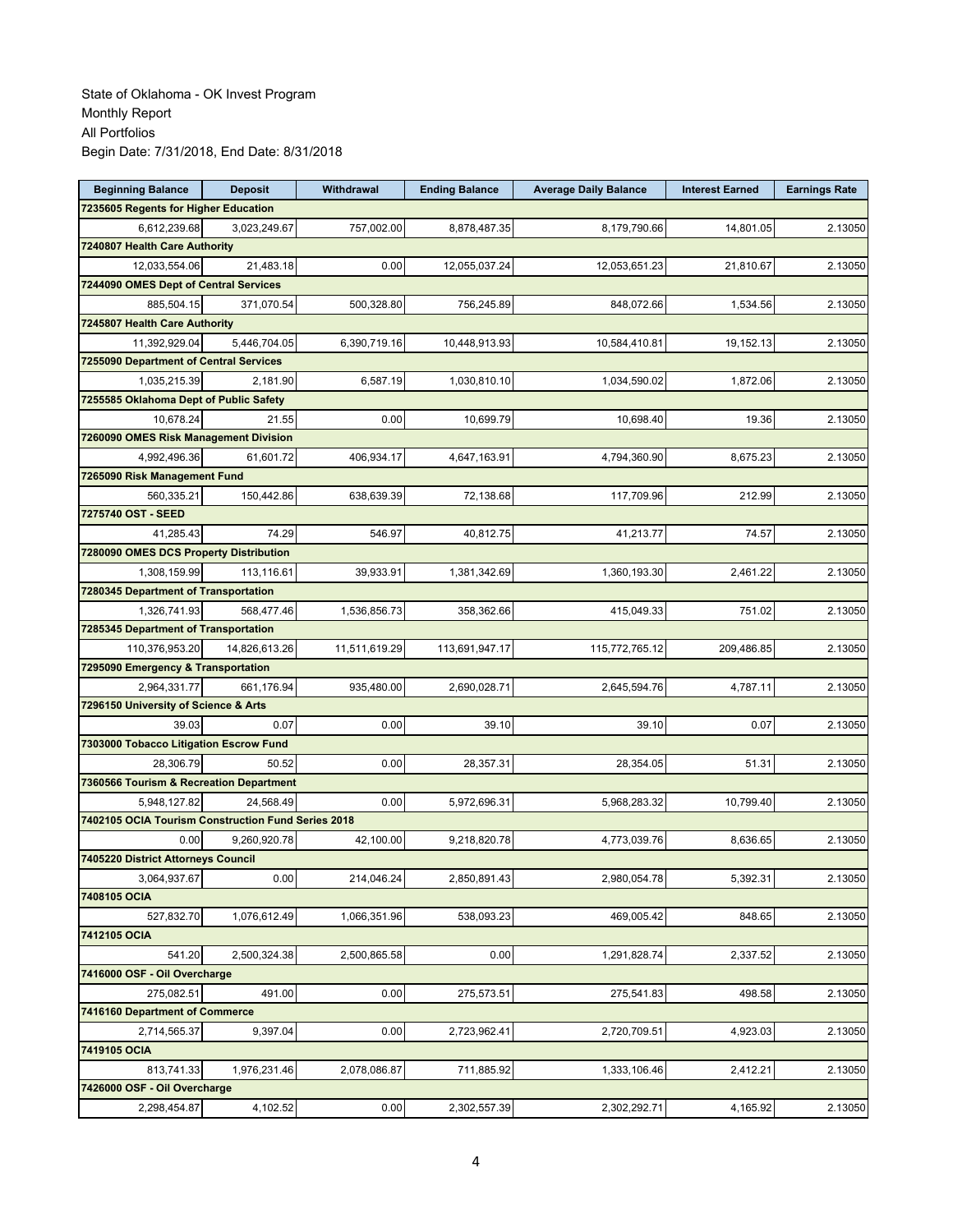State of Oklahoma - OK Invest Program
Monthly Report
All Portfolios
Begin Date: 7/31/2018, End Date: 8/31/2018

| Beginning Balance | Deposit | Withdrawal | Ending Balance | Average Daily Balance | Interest Earned | Earnings Rate |
|---|---|---|---|---|---|---|
| **7235605 Regents for Higher Education** | | | | | | |
| 6,612,239.68 | 3,023,249.67 | 757,002.00 | 8,878,487.35 | 8,179,790.66 | 14,801.05 | 2.13050 |
| **7240807 Health Care Authority** | | | | | | |
| 12,033,554.06 | 21,483.18 | 0.00 | 12,055,037.24 | 12,053,651.23 | 21,810.67 | 2.13050 |
| **7244090 OMES Dept of Central Services** | | | | | | |
| 885,504.15 | 371,070.54 | 500,328.80 | 756,245.89 | 848,072.66 | 1,534.56 | 2.13050 |
| **7245807 Health Care Authority** | | | | | | |
| 11,392,929.04 | 5,446,704.05 | 6,390,719.16 | 10,448,913.93 | 10,584,410.81 | 19,152.13 | 2.13050 |
| **7255090 Department of Central Services** | | | | | | |
| 1,035,215.39 | 2,181.90 | 6,587.19 | 1,030,810.10 | 1,034,590.02 | 1,872.06 | 2.13050 |
| **7255585 Oklahoma Dept of Public Safety** | | | | | | |
| 10,678.24 | 21.55 | 0.00 | 10,699.79 | 10,698.40 | 19.36 | 2.13050 |
| **7260090 OMES Risk Management Division** | | | | | | |
| 4,992,496.36 | 61,601.72 | 406,934.17 | 4,647,163.91 | 4,794,360.90 | 8,675.23 | 2.13050 |
| **7265090 Risk Management Fund** | | | | | | |
| 560,335.21 | 150,442.86 | 638,639.39 | 72,138.68 | 117,709.96 | 212.99 | 2.13050 |
| **7275740 OST - SEED** | | | | | | |
| 41,285.43 | 74.29 | 546.97 | 40,812.75 | 41,213.77 | 74.57 | 2.13050 |
| **7280090 OMES DCS Property Distribution** | | | | | | |
| 1,308,159.99 | 113,116.61 | 39,933.91 | 1,381,342.69 | 1,360,193.30 | 2,461.22 | 2.13050 |
| **7280345 Department of Transportation** | | | | | | |
| 1,326,741.93 | 568,477.46 | 1,536,856.73 | 358,362.66 | 415,049.33 | 751.02 | 2.13050 |
| **7285345 Department of Transportation** | | | | | | |
| 110,376,953.20 | 14,826,613.26 | 11,511,619.29 | 113,691,947.17 | 115,772,765.12 | 209,486.85 | 2.13050 |
| **7295090 Emergency & Transportation** | | | | | | |
| 2,964,331.77 | 661,176.94 | 935,480.00 | 2,690,028.71 | 2,645,594.76 | 4,787.11 | 2.13050 |
| **7296150 University of Science & Arts** | | | | | | |
| 39.03 | 0.07 | 0.00 | 39.10 | 39.10 | 0.07 | 2.13050 |
| **7303000 Tobacco Litigation Escrow Fund** | | | | | | |
| 28,306.79 | 50.52 | 0.00 | 28,357.31 | 28,354.05 | 51.31 | 2.13050 |
| **7360566 Tourism & Recreation Department** | | | | | | |
| 5,948,127.82 | 24,568.49 | 0.00 | 5,972,696.31 | 5,968,283.32 | 10,799.40 | 2.13050 |
| **7402105 OCIA Tourism Construction Fund Series 2018** | | | | | | |
| 0.00 | 9,260,920.78 | 42,100.00 | 9,218,820.78 | 4,773,039.76 | 8,636.65 | 2.13050 |
| **7405220 District Attorneys Council** | | | | | | |
| 3,064,937.67 | 0.00 | 214,046.24 | 2,850,891.43 | 2,980,054.78 | 5,392.31 | 2.13050 |
| **7408105 OCIA** | | | | | | |
| 527,832.70 | 1,076,612.49 | 1,066,351.96 | 538,093.23 | 469,005.42 | 848.65 | 2.13050 |
| **7412105 OCIA** | | | | | | |
| 541.20 | 2,500,324.38 | 2,500,865.58 | 0.00 | 1,291,828.74 | 2,337.52 | 2.13050 |
| **7416000 OSF - Oil Overcharge** | | | | | | |
| 275,082.51 | 491.00 | 0.00 | 275,573.51 | 275,541.83 | 498.58 | 2.13050 |
| **7416160 Department of Commerce** | | | | | | |
| 2,714,565.37 | 9,397.04 | 0.00 | 2,723,962.41 | 2,720,709.51 | 4,923.03 | 2.13050 |
| **7419105 OCIA** | | | | | | |
| 813,741.33 | 1,976,231.46 | 2,078,086.87 | 711,885.92 | 1,333,106.46 | 2,412.21 | 2.13050 |
| **7426000 OSF - Oil Overcharge** | | | | | | |
| 2,298,454.87 | 4,102.52 | 0.00 | 2,302,557.39 | 2,302,292.71 | 4,165.92 | 2.13050 |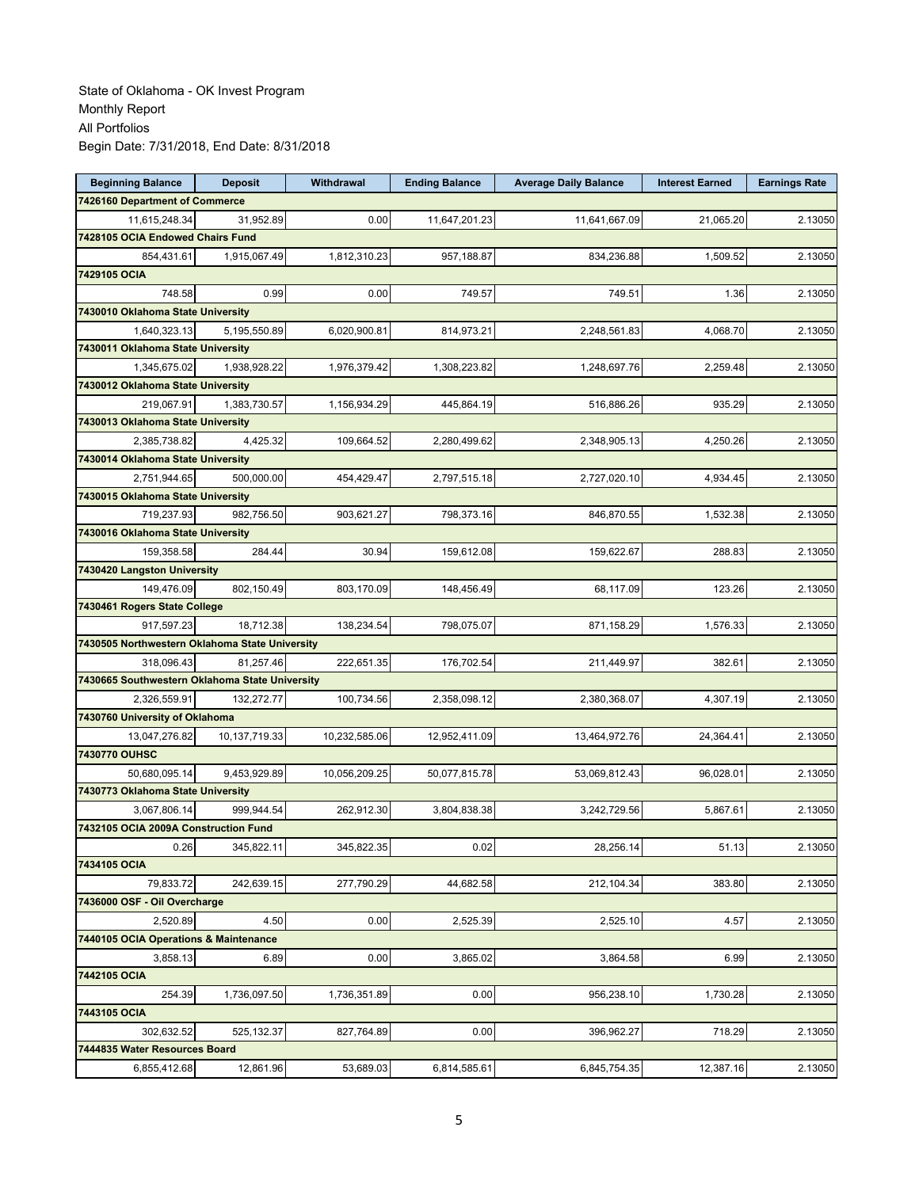State of Oklahoma - OK Invest Program
Monthly Report
All Portfolios
Begin Date: 7/31/2018, End Date: 8/31/2018

| Beginning Balance | Deposit | Withdrawal | Ending Balance | Average Daily Balance | Interest Earned | Earnings Rate |
|---|---|---|---|---|---|---|
| **7426160 Department of Commerce** | | | | | | |
| 11,615,248.34 | 31,952.89 | 0.00 | 11,647,201.23 | 11,641,667.09 | 21,065.20 | 2.13050 |
| **7428105 OCIA Endowed Chairs Fund** | | | | | | |
| 854,431.61 | 1,915,067.49 | 1,812,310.23 | 957,188.87 | 834,236.88 | 1,509.52 | 2.13050 |
| **7429105 OCIA** | | | | | | |
| 748.58 | 0.99 | 0.00 | 749.57 | 749.51 | 1.36 | 2.13050 |
| **7430010 Oklahoma State University** | | | | | | |
| 1,640,323.13 | 5,195,550.89 | 6,020,900.81 | 814,973.21 | 2,248,561.83 | 4,068.70 | 2.13050 |
| **7430011 Oklahoma State University** | | | | | | |
| 1,345,675.02 | 1,938,928.22 | 1,976,379.42 | 1,308,223.82 | 1,248,697.76 | 2,259.48 | 2.13050 |
| **7430012 Oklahoma State University** | | | | | | |
| 219,067.91 | 1,383,730.57 | 1,156,934.29 | 445,864.19 | 516,886.26 | 935.29 | 2.13050 |
| **7430013 Oklahoma State University** | | | | | | |
| 2,385,738.82 | 4,425.32 | 109,664.52 | 2,280,499.62 | 2,348,905.13 | 4,250.26 | 2.13050 |
| **7430014 Oklahoma State University** | | | | | | |
| 2,751,944.65 | 500,000.00 | 454,429.47 | 2,797,515.18 | 2,727,020.10 | 4,934.45 | 2.13050 |
| **7430015 Oklahoma State University** | | | | | | |
| 719,237.93 | 982,756.50 | 903,621.27 | 798,373.16 | 846,870.55 | 1,532.38 | 2.13050 |
| **7430016 Oklahoma State University** | | | | | | |
| 159,358.58 | 284.44 | 30.94 | 159,612.08 | 159,622.67 | 288.83 | 2.13050 |
| **7430420 Langston University** | | | | | | |
| 149,476.09 | 802,150.49 | 803,170.09 | 148,456.49 | 68,117.09 | 123.26 | 2.13050 |
| **7430461 Rogers State College** | | | | | | |
| 917,597.23 | 18,712.38 | 138,234.54 | 798,075.07 | 871,158.29 | 1,576.33 | 2.13050 |
| **7430505 Northwestern Oklahoma State University** | | | | | | |
| 318,096.43 | 81,257.46 | 222,651.35 | 176,702.54 | 211,449.97 | 382.61 | 2.13050 |
| **7430665 Southwestern Oklahoma State University** | | | | | | |
| 2,326,559.91 | 132,272.77 | 100,734.56 | 2,358,098.12 | 2,380,368.07 | 4,307.19 | 2.13050 |
| **7430760 University of Oklahoma** | | | | | | |
| 13,047,276.82 | 10,137,719.33 | 10,232,585.06 | 12,952,411.09 | 13,464,972.76 | 24,364.41 | 2.13050 |
| **7430770 OUHSC** | | | | | | |
| 50,680,095.14 | 9,453,929.89 | 10,056,209.25 | 50,077,815.78 | 53,069,812.43 | 96,028.01 | 2.13050 |
| **7430773 Oklahoma State University** | | | | | | |
| 3,067,806.14 | 999,944.54 | 262,912.30 | 3,804,838.38 | 3,242,729.56 | 5,867.61 | 2.13050 |
| **7432105 OCIA 2009A Construction Fund** | | | | | | |
| 0.26 | 345,822.11 | 345,822.35 | 0.02 | 28,256.14 | 51.13 | 2.13050 |
| **7434105 OCIA** | | | | | | |
| 79,833.72 | 242,639.15 | 277,790.29 | 44,682.58 | 212,104.34 | 383.80 | 2.13050 |
| **7436000 OSF - Oil Overcharge** | | | | | | |
| 2,520.89 | 4.50 | 0.00 | 2,525.39 | 2,525.10 | 4.57 | 2.13050 |
| **7440105 OCIA Operations & Maintenance** | | | | | | |
| 3,858.13 | 6.89 | 0.00 | 3,865.02 | 3,864.58 | 6.99 | 2.13050 |
| **7442105 OCIA** | | | | | | |
| 254.39 | 1,736,097.50 | 1,736,351.89 | 0.00 | 956,238.10 | 1,730.28 | 2.13050 |
| **7443105 OCIA** | | | | | | |
| 302,632.52 | 525,132.37 | 827,764.89 | 0.00 | 396,962.27 | 718.29 | 2.13050 |
| **7444835 Water Resources Board** | | | | | | |
| 6,855,412.68 | 12,861.96 | 53,689.03 | 6,814,585.61 | 6,845,754.35 | 12,387.16 | 2.13050 |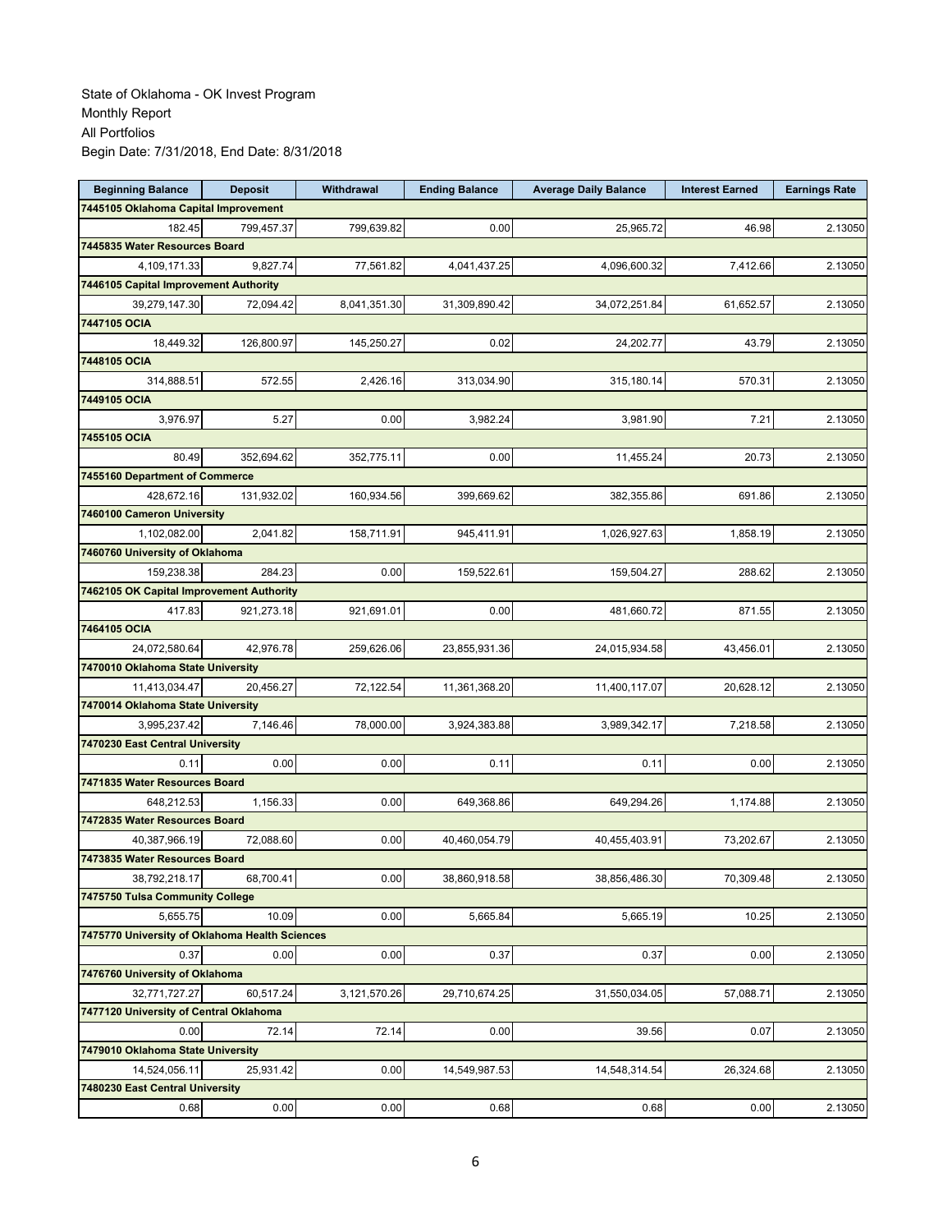State of Oklahoma - OK Invest Program
Monthly Report
All Portfolios
Begin Date: 7/31/2018, End Date: 8/31/2018

| Beginning Balance | Deposit | Withdrawal | Ending Balance | Average Daily Balance | Interest Earned | Earnings Rate |
|---|---|---|---|---|---|---|
| **7445105 Oklahoma Capital Improvement** | | | | | | |
| 182.45 | 799,457.37 | 799,639.82 | 0.00 | 25,965.72 | 46.98 | 2.13050 |
| **7445835 Water Resources Board** | | | | | | |
| 4,109,171.33 | 9,827.74 | 77,561.82 | 4,041,437.25 | 4,096,600.32 | 7,412.66 | 2.13050 |
| **7446105 Capital Improvement Authority** | | | | | | |
| 39,279,147.30 | 72,094.42 | 8,041,351.30 | 31,309,890.42 | 34,072,251.84 | 61,652.57 | 2.13050 |
| **7447105 OCIA** | | | | | | |
| 18,449.32 | 126,800.97 | 145,250.27 | 0.02 | 24,202.77 | 43.79 | 2.13050 |
| **7448105 OCIA** | | | | | | |
| 314,888.51 | 572.55 | 2,426.16 | 313,034.90 | 315,180.14 | 570.31 | 2.13050 |
| **7449105 OCIA** | | | | | | |
| 3,976.97 | 5.27 | 0.00 | 3,982.24 | 3,981.90 | 7.21 | 2.13050 |
| **7455105 OCIA** | | | | | | |
| 80.49 | 352,694.62 | 352,775.11 | 0.00 | 11,455.24 | 20.73 | 2.13050 |
| **7455160 Department of Commerce** | | | | | | |
| 428,672.16 | 131,932.02 | 160,934.56 | 399,669.62 | 382,355.86 | 691.86 | 2.13050 |
| **7460100 Cameron University** | | | | | | |
| 1,102,082.00 | 2,041.82 | 158,711.91 | 945,411.91 | 1,026,927.63 | 1,858.19 | 2.13050 |
| **7460760 University of Oklahoma** | | | | | | |
| 159,238.38 | 284.23 | 0.00 | 159,522.61 | 159,504.27 | 288.62 | 2.13050 |
| **7462105 OK Capital Improvement Authority** | | | | | | |
| 417.83 | 921,273.18 | 921,691.01 | 0.00 | 481,660.72 | 871.55 | 2.13050 |
| **7464105 OCIA** | | | | | | |
| 24,072,580.64 | 42,976.78 | 259,626.06 | 23,855,931.36 | 24,015,934.58 | 43,456.01 | 2.13050 |
| **7470010 Oklahoma State University** | | | | | | |
| 11,413,034.47 | 20,456.27 | 72,122.54 | 11,361,368.20 | 11,400,117.07 | 20,628.12 | 2.13050 |
| **7470014 Oklahoma State University** | | | | | | |
| 3,995,237.42 | 7,146.46 | 78,000.00 | 3,924,383.88 | 3,989,342.17 | 7,218.58 | 2.13050 |
| **7470230 East Central University** | | | | | | |
| 0.11 | 0.00 | 0.00 | 0.11 | 0.11 | 0.00 | 2.13050 |
| **7471835 Water Resources Board** | | | | | | |
| 648,212.53 | 1,156.33 | 0.00 | 649,368.86 | 649,294.26 | 1,174.88 | 2.13050 |
| **7472835 Water Resources Board** | | | | | | |
| 40,387,966.19 | 72,088.60 | 0.00 | 40,460,054.79 | 40,455,403.91 | 73,202.67 | 2.13050 |
| **7473835 Water Resources Board** | | | | | | |
| 38,792,218.17 | 68,700.41 | 0.00 | 38,860,918.58 | 38,856,486.30 | 70,309.48 | 2.13050 |
| **7475750 Tulsa Community College** | | | | | | |
| 5,655.75 | 10.09 | 0.00 | 5,665.84 | 5,665.19 | 10.25 | 2.13050 |
| **7475770 University of Oklahoma Health Sciences** | | | | | | |
| 0.37 | 0.00 | 0.00 | 0.37 | 0.37 | 0.00 | 2.13050 |
| **7476760 University of Oklahoma** | | | | | | |
| 32,771,727.27 | 60,517.24 | 3,121,570.26 | 29,710,674.25 | 31,550,034.05 | 57,088.71 | 2.13050 |
| **7477120 University of Central Oklahoma** | | | | | | |
| 0.00 | 72.14 | 72.14 | 0.00 | 39.56 | 0.07 | 2.13050 |
| **7479010 Oklahoma State University** | | | | | | |
| 14,524,056.11 | 25,931.42 | 0.00 | 14,549,987.53 | 14,548,314.54 | 26,324.68 | 2.13050 |
| **7480230 East Central University** | | | | | | |
| 0.68 | 0.00 | 0.00 | 0.68 | 0.68 | 0.00 | 2.13050 |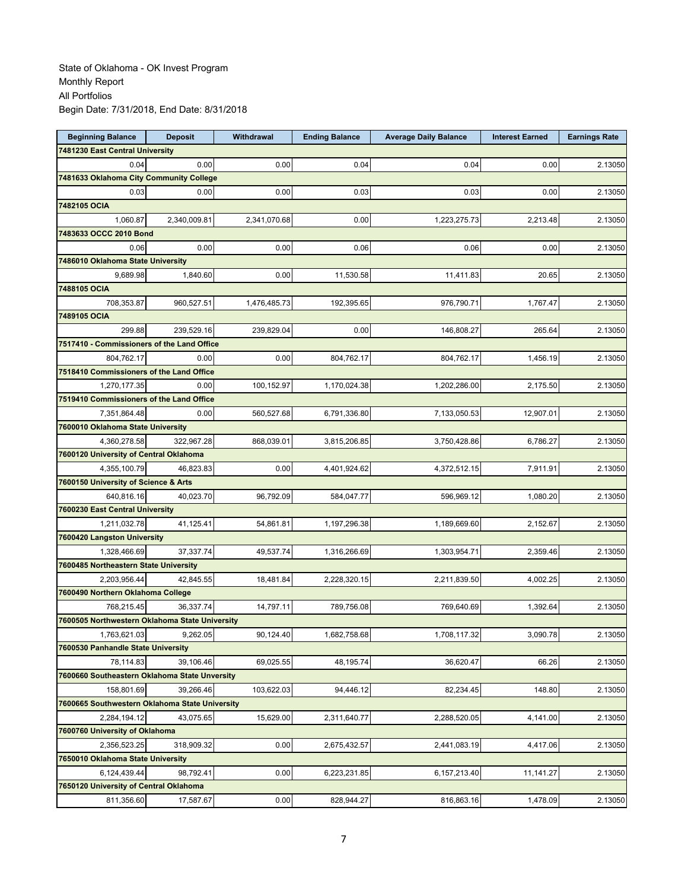State of Oklahoma - OK Invest Program
Monthly Report
All Portfolios
Begin Date: 7/31/2018, End Date: 8/31/2018

| Beginning Balance | Deposit | Withdrawal | Ending Balance | Average Daily Balance | Interest Earned | Earnings Rate |
|---|---|---|---|---|---|---|
| **7481230 East Central University** | | | | | | |
| 0.04 | 0.00 | 0.00 | 0.04 | 0.04 | 0.00 | 2.13050 |
| **7481633 Oklahoma City Community College** | | | | | | |
| 0.03 | 0.00 | 0.00 | 0.03 | 0.03 | 0.00 | 2.13050 |
| **7482105 OCIA** | | | | | | |
| 1,060.87 | 2,340,009.81 | 2,341,070.68 | 0.00 | 1,223,275.73 | 2,213.48 | 2.13050 |
| **7483633 OCCC 2010 Bond** | | | | | | |
| 0.06 | 0.00 | 0.00 | 0.06 | 0.06 | 0.00 | 2.13050 |
| **7486010 Oklahoma State University** | | | | | | |
| 9,689.98 | 1,840.60 | 0.00 | 11,530.58 | 11,411.83 | 20.65 | 2.13050 |
| **7488105 OCIA** | | | | | | |
| 708,353.87 | 960,527.51 | 1,476,485.73 | 192,395.65 | 976,790.71 | 1,767.47 | 2.13050 |
| **7489105 OCIA** | | | | | | |
| 299.88 | 239,529.16 | 239,829.04 | 0.00 | 146,808.27 | 265.64 | 2.13050 |
| **7517410 - Commissioners of the Land Office** | | | | | | |
| 804,762.17 | 0.00 | 0.00 | 804,762.17 | 804,762.17 | 1,456.19 | 2.13050 |
| **7518410 Commissioners of the Land Office** | | | | | | |
| 1,270,177.35 | 0.00 | 100,152.97 | 1,170,024.38 | 1,202,286.00 | 2,175.50 | 2.13050 |
| **7519410 Commissioners of the Land Office** | | | | | | |
| 7,351,864.48 | 0.00 | 560,527.68 | 6,791,336.80 | 7,133,050.53 | 12,907.01 | 2.13050 |
| **7600010 Oklahoma State University** | | | | | | |
| 4,360,278.58 | 322,967.28 | 868,039.01 | 3,815,206.85 | 3,750,428.86 | 6,786.27 | 2.13050 |
| **7600120 University of Central Oklahoma** | | | | | | |
| 4,355,100.79 | 46,823.83 | 0.00 | 4,401,924.62 | 4,372,512.15 | 7,911.91 | 2.13050 |
| **7600150 University of Science & Arts** | | | | | | |
| 640,816.16 | 40,023.70 | 96,792.09 | 584,047.77 | 596,969.12 | 1,080.20 | 2.13050 |
| **7600230 East Central University** | | | | | | |
| 1,211,032.78 | 41,125.41 | 54,861.81 | 1,197,296.38 | 1,189,669.60 | 2,152.67 | 2.13050 |
| **7600420 Langston University** | | | | | | |
| 1,328,466.69 | 37,337.74 | 49,537.74 | 1,316,266.69 | 1,303,954.71 | 2,359.46 | 2.13050 |
| **7600485 Northeastern State University** | | | | | | |
| 2,203,956.44 | 42,845.55 | 18,481.84 | 2,228,320.15 | 2,211,839.50 | 4,002.25 | 2.13050 |
| **7600490 Northern Oklahoma College** | | | | | | |
| 768,215.45 | 36,337.74 | 14,797.11 | 789,756.08 | 769,640.69 | 1,392.64 | 2.13050 |
| **7600505 Northwestern Oklahoma State University** | | | | | | |
| 1,763,621.03 | 9,262.05 | 90,124.40 | 1,682,758.68 | 1,708,117.32 | 3,090.78 | 2.13050 |
| **7600530 Panhandle State University** | | | | | | |
| 78,114.83 | 39,106.46 | 69,025.55 | 48,195.74 | 36,620.47 | 66.26 | 2.13050 |
| **7600660 Southeastern Oklahoma State Unversity** | | | | | | |
| 158,801.69 | 39,266.46 | 103,622.03 | 94,446.12 | 82,234.45 | 148.80 | 2.13050 |
| **7600665 Southwestern Oklahoma State University** | | | | | | |
| 2,284,194.12 | 43,075.65 | 15,629.00 | 2,311,640.77 | 2,288,520.05 | 4,141.00 | 2.13050 |
| **7600760 University of Oklahoma** | | | | | | |
| 2,356,523.25 | 318,909.32 | 0.00 | 2,675,432.57 | 2,441,083.19 | 4,417.06 | 2.13050 |
| **7650010 Oklahoma State University** | | | | | | |
| 6,124,439.44 | 98,792.41 | 0.00 | 6,223,231.85 | 6,157,213.40 | 11,141.27 | 2.13050 |
| **7650120 University of Central Oklahoma** | | | | | | |
| 811,356.60 | 17,587.67 | 0.00 | 828,944.27 | 816,863.16 | 1,478.09 | 2.13050 |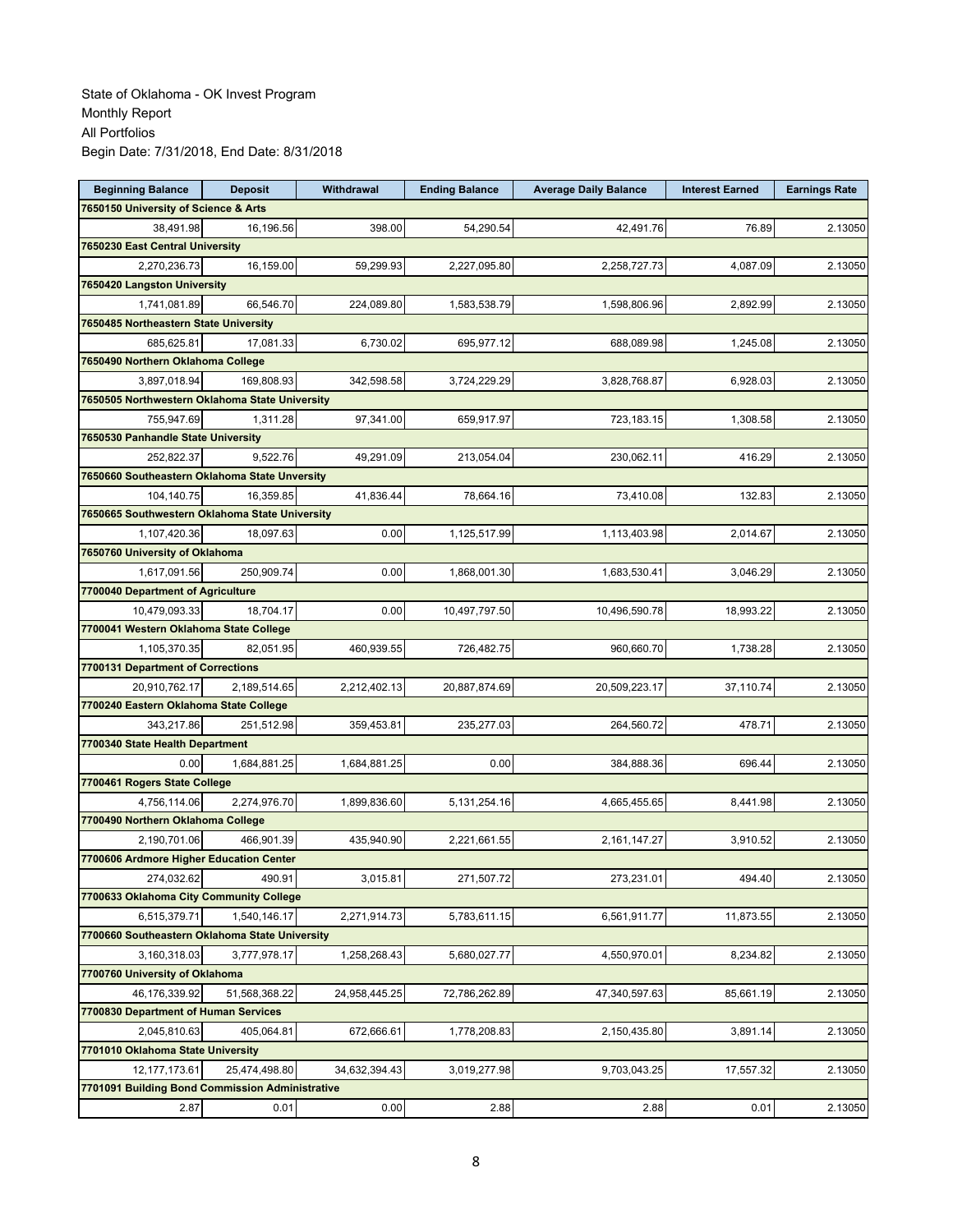State of Oklahoma - OK Invest Program
Monthly Report
All Portfolios
Begin Date: 7/31/2018, End Date: 8/31/2018

| Beginning Balance | Deposit | Withdrawal | Ending Balance | Average Daily Balance | Interest Earned | Earnings Rate |
|---|---|---|---|---|---|---|
| **7650150 University of Science & Arts** | | | | | | |
| 38,491.98 | 16,196.56 | 398.00 | 54,290.54 | 42,491.76 | 76.89 | 2.13050 |
| **7650230 East Central University** | | | | | | |
| 2,270,236.73 | 16,159.00 | 59,299.93 | 2,227,095.80 | 2,258,727.73 | 4,087.09 | 2.13050 |
| **7650420 Langston University** | | | | | | |
| 1,741,081.89 | 66,546.70 | 224,089.80 | 1,583,538.79 | 1,598,806.96 | 2,892.99 | 2.13050 |
| **7650485 Northeastern State University** | | | | | | |
| 685,625.81 | 17,081.33 | 6,730.02 | 695,977.12 | 688,089.98 | 1,245.08 | 2.13050 |
| **7650490 Northern Oklahoma College** | | | | | | |
| 3,897,018.94 | 169,808.93 | 342,598.58 | 3,724,229.29 | 3,828,768.87 | 6,928.03 | 2.13050 |
| **7650505 Northwestern Oklahoma State University** | | | | | | |
| 755,947.69 | 1,311.28 | 97,341.00 | 659,917.97 | 723,183.15 | 1,308.58 | 2.13050 |
| **7650530 Panhandle State University** | | | | | | |
| 252,822.37 | 9,522.76 | 49,291.09 | 213,054.04 | 230,062.11 | 416.29 | 2.13050 |
| **7650660 Southeastern Oklahoma State Unversity** | | | | | | |
| 104,140.75 | 16,359.85 | 41,836.44 | 78,664.16 | 73,410.08 | 132.83 | 2.13050 |
| **7650665 Southwestern Oklahoma State University** | | | | | | |
| 1,107,420.36 | 18,097.63 | 0.00 | 1,125,517.99 | 1,113,403.98 | 2,014.67 | 2.13050 |
| **7650760 University of Oklahoma** | | | | | | |
| 1,617,091.56 | 250,909.74 | 0.00 | 1,868,001.30 | 1,683,530.41 | 3,046.29 | 2.13050 |
| **7700040 Department of Agriculture** | | | | | | |
| 10,479,093.33 | 18,704.17 | 0.00 | 10,497,797.50 | 10,496,590.78 | 18,993.22 | 2.13050 |
| **7700041 Western Oklahoma State College** | | | | | | |
| 1,105,370.35 | 82,051.95 | 460,939.55 | 726,482.75 | 960,660.70 | 1,738.28 | 2.13050 |
| **7700131 Department of Corrections** | | | | | | |
| 20,910,762.17 | 2,189,514.65 | 2,212,402.13 | 20,887,874.69 | 20,509,223.17 | 37,110.74 | 2.13050 |
| **7700240 Eastern Oklahoma State College** | | | | | | |
| 343,217.86 | 251,512.98 | 359,453.81 | 235,277.03 | 264,560.72 | 478.71 | 2.13050 |
| **7700340 State Health Department** | | | | | | |
| 0.00 | 1,684,881.25 | 1,684,881.25 | 0.00 | 384,888.36 | 696.44 | 2.13050 |
| **7700461 Rogers State College** | | | | | | |
| 4,756,114.06 | 2,274,976.70 | 1,899,836.60 | 5,131,254.16 | 4,665,455.65 | 8,441.98 | 2.13050 |
| **7700490 Northern Oklahoma College** | | | | | | |
| 2,190,701.06 | 466,901.39 | 435,940.90 | 2,221,661.55 | 2,161,147.27 | 3,910.52 | 2.13050 |
| **7700606 Ardmore Higher Education Center** | | | | | | |
| 274,032.62 | 490.91 | 3,015.81 | 271,507.72 | 273,231.01 | 494.40 | 2.13050 |
| **7700633 Oklahoma City Community College** | | | | | | |
| 6,515,379.71 | 1,540,146.17 | 2,271,914.73 | 5,783,611.15 | 6,561,911.77 | 11,873.55 | 2.13050 |
| **7700660 Southeastern Oklahoma State University** | | | | | | |
| 3,160,318.03 | 3,777,978.17 | 1,258,268.43 | 5,680,027.77 | 4,550,970.01 | 8,234.82 | 2.13050 |
| **7700760 University of Oklahoma** | | | | | | |
| 46,176,339.92 | 51,568,368.22 | 24,958,445.25 | 72,786,262.89 | 47,340,597.63 | 85,661.19 | 2.13050 |
| **7700830 Department of Human Services** | | | | | | |
| 2,045,810.63 | 405,064.81 | 672,666.61 | 1,778,208.83 | 2,150,435.80 | 3,891.14 | 2.13050 |
| **7701010 Oklahoma State University** | | | | | | |
| 12,177,173.61 | 25,474,498.80 | 34,632,394.43 | 3,019,277.98 | 9,703,043.25 | 17,557.32 | 2.13050 |
| **7701091 Building Bond Commission Administrative** | | | | | | |
| 2.87 | 0.01 | 0.00 | 2.88 | 2.88 | 0.01 | 2.13050 |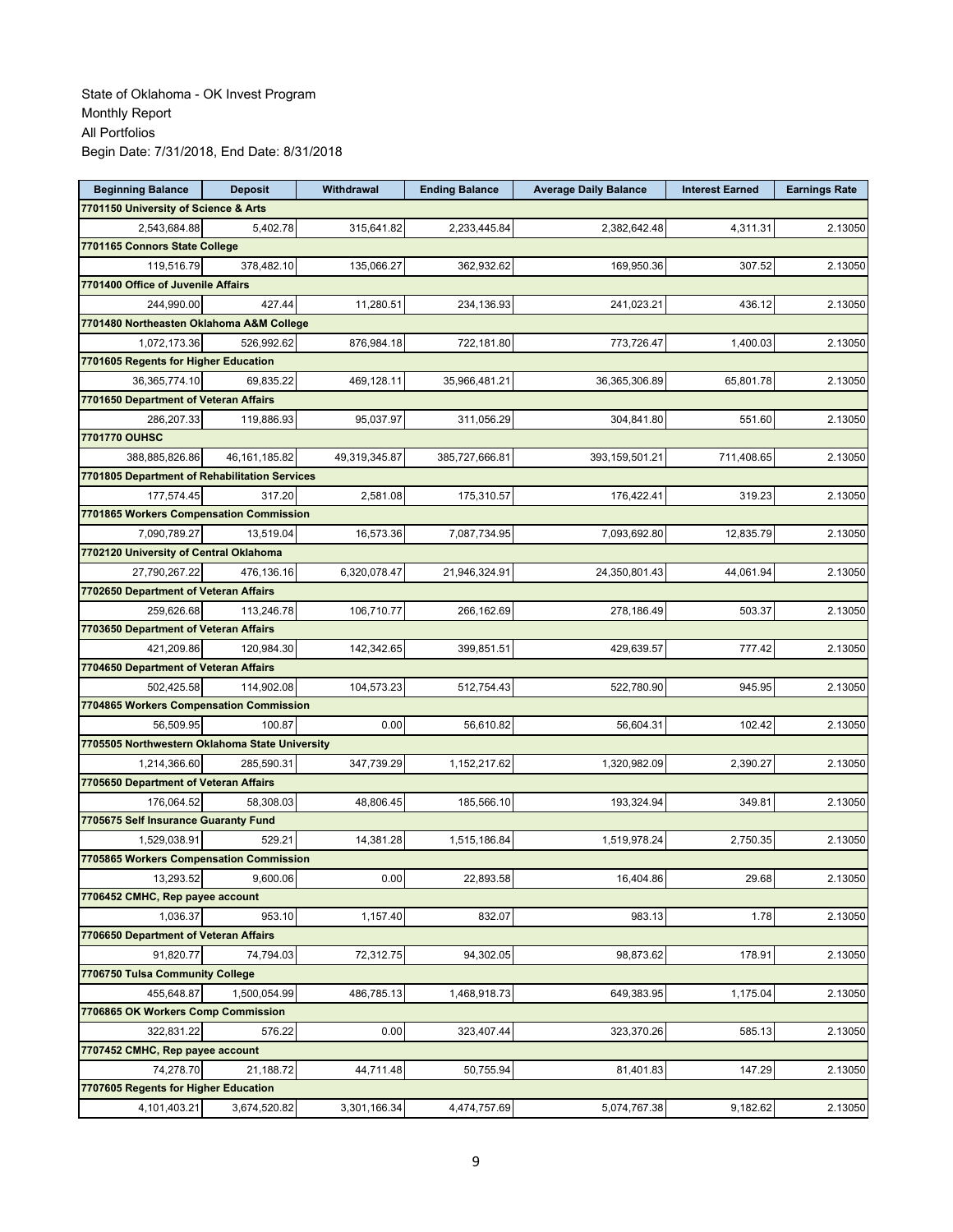State of Oklahoma - OK Invest Program
Monthly Report
All Portfolios
Begin Date: 7/31/2018, End Date: 8/31/2018

| Beginning Balance | Deposit | Withdrawal | Ending Balance | Average Daily Balance | Interest Earned | Earnings Rate |
|---|---|---|---|---|---|---|
| **7701150 University of Science & Arts** | | | | | | |
| 2,543,684.88 | 5,402.78 | 315,641.82 | 2,233,445.84 | 2,382,642.48 | 4,311.31 | 2.13050 |
| **7701165 Connors State College** | | | | | | |
| 119,516.79 | 378,482.10 | 135,066.27 | 362,932.62 | 169,950.36 | 307.52 | 2.13050 |
| **7701400 Office of Juvenile Affairs** | | | | | | |
| 244,990.00 | 427.44 | 11,280.51 | 234,136.93 | 241,023.21 | 436.12 | 2.13050 |
| **7701480 Northeasten Oklahoma A&M College** | | | | | | |
| 1,072,173.36 | 526,992.62 | 876,984.18 | 722,181.80 | 773,726.47 | 1,400.03 | 2.13050 |
| **7701605 Regents for Higher Education** | | | | | | |
| 36,365,774.10 | 69,835.22 | 469,128.11 | 35,966,481.21 | 36,365,306.89 | 65,801.78 | 2.13050 |
| **7701650 Department of Veteran Affairs** | | | | | | |
| 286,207.33 | 119,886.93 | 95,037.97 | 311,056.29 | 304,841.80 | 551.60 | 2.13050 |
| **7701770 OUHSC** | | | | | | |
| 388,885,826.86 | 46,161,185.82 | 49,319,345.87 | 385,727,666.81 | 393,159,501.21 | 711,408.65 | 2.13050 |
| **7701805 Department of Rehabilitation Services** | | | | | | |
| 177,574.45 | 317.20 | 2,581.08 | 175,310.57 | 176,422.41 | 319.23 | 2.13050 |
| **7701865 Workers Compensation Commission** | | | | | | |
| 7,090,789.27 | 13,519.04 | 16,573.36 | 7,087,734.95 | 7,093,692.80 | 12,835.79 | 2.13050 |
| **7702120 University of Central Oklahoma** | | | | | | |
| 27,790,267.22 | 476,136.16 | 6,320,078.47 | 21,946,324.91 | 24,350,801.43 | 44,061.94 | 2.13050 |
| **7702650 Department of Veteran Affairs** | | | | | | |
| 259,626.68 | 113,246.78 | 106,710.77 | 266,162.69 | 278,186.49 | 503.37 | 2.13050 |
| **7703650 Department of Veteran Affairs** | | | | | | |
| 421,209.86 | 120,984.30 | 142,342.65 | 399,851.51 | 429,639.57 | 777.42 | 2.13050 |
| **7704650 Department of Veteran Affairs** | | | | | | |
| 502,425.58 | 114,902.08 | 104,573.23 | 512,754.43 | 522,780.90 | 945.95 | 2.13050 |
| **7704865 Workers Compensation Commission** | | | | | | |
| 56,509.95 | 100.87 | 0.00 | 56,610.82 | 56,604.31 | 102.42 | 2.13050 |
| **7705505 Northwestern Oklahoma State University** | | | | | | |
| 1,214,366.60 | 285,590.31 | 347,739.29 | 1,152,217.62 | 1,320,982.09 | 2,390.27 | 2.13050 |
| **7705650 Department of Veteran Affairs** | | | | | | |
| 176,064.52 | 58,308.03 | 48,806.45 | 185,566.10 | 193,324.94 | 349.81 | 2.13050 |
| **7705675 Self Insurance Guaranty Fund** | | | | | | |
| 1,529,038.91 | 529.21 | 14,381.28 | 1,515,186.84 | 1,519,978.24 | 2,750.35 | 2.13050 |
| **7705865 Workers Compensation Commission** | | | | | | |
| 13,293.52 | 9,600.06 | 0.00 | 22,893.58 | 16,404.86 | 29.68 | 2.13050 |
| **7706452 CMHC, Rep payee account** | | | | | | |
| 1,036.37 | 953.10 | 1,157.40 | 832.07 | 983.13 | 1.78 | 2.13050 |
| **7706650 Department of Veteran Affairs** | | | | | | |
| 91,820.77 | 74,794.03 | 72,312.75 | 94,302.05 | 98,873.62 | 178.91 | 2.13050 |
| **7706750 Tulsa Community College** | | | | | | |
| 455,648.87 | 1,500,054.99 | 486,785.13 | 1,468,918.73 | 649,383.95 | 1,175.04 | 2.13050 |
| **7706865 OK Workers Comp Commission** | | | | | | |
| 322,831.22 | 576.22 | 0.00 | 323,407.44 | 323,370.26 | 585.13 | 2.13050 |
| **7707452 CMHC, Rep payee account** | | | | | | |
| 74,278.70 | 21,188.72 | 44,711.48 | 50,755.94 | 81,401.83 | 147.29 | 2.13050 |
| **7707605 Regents for Higher Education** | | | | | | |
| 4,101,403.21 | 3,674,520.82 | 3,301,166.34 | 4,474,757.69 | 5,074,767.38 | 9,182.62 | 2.13050 |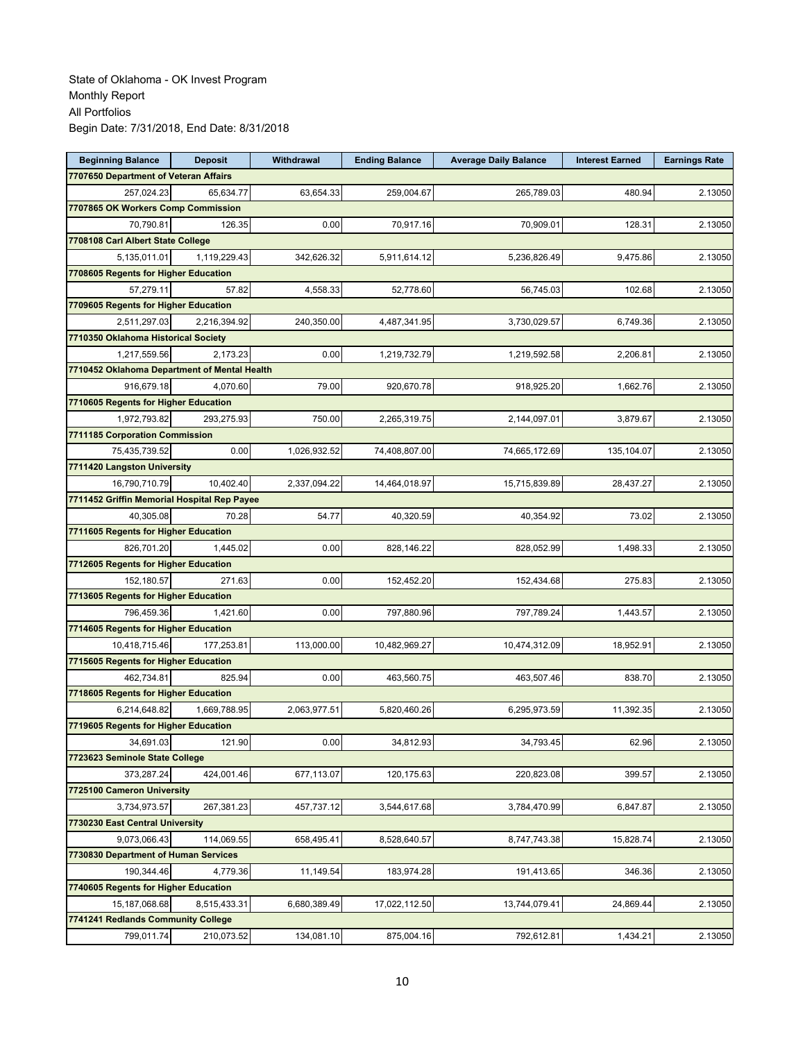State of Oklahoma - OK Invest Program
Monthly Report
All Portfolios
Begin Date: 7/31/2018, End Date: 8/31/2018

| Beginning Balance | Deposit | Withdrawal | Ending Balance | Average Daily Balance | Interest Earned | Earnings Rate |
|---|---|---|---|---|---|---|
| **7707650 Department of Veteran Affairs** | | | | | | |
| 257,024.23 | 65,634.77 | 63,654.33 | 259,004.67 | 265,789.03 | 480.94 | 2.13050 |
| **7707865 OK Workers Comp Commission** | | | | | | |
| 70,790.81 | 126.35 | 0.00 | 70,917.16 | 70,909.01 | 128.31 | 2.13050 |
| **7708108 Carl Albert State College** | | | | | | |
| 5,135,011.01 | 1,119,229.43 | 342,626.32 | 5,911,614.12 | 5,236,826.49 | 9,475.86 | 2.13050 |
| **7708605 Regents for Higher Education** | | | | | | |
| 57,279.11 | 57.82 | 4,558.33 | 52,778.60 | 56,745.03 | 102.68 | 2.13050 |
| **7709605 Regents for Higher Education** | | | | | | |
| 2,511,297.03 | 2,216,394.92 | 240,350.00 | 4,487,341.95 | 3,730,029.57 | 6,749.36 | 2.13050 |
| **7710350 Oklahoma Historical Society** | | | | | | |
| 1,217,559.56 | 2,173.23 | 0.00 | 1,219,732.79 | 1,219,592.58 | 2,206.81 | 2.13050 |
| **7710452 Oklahoma Department of Mental Health** | | | | | | |
| 916,679.18 | 4,070.60 | 79.00 | 920,670.78 | 918,925.20 | 1,662.76 | 2.13050 |
| **7710605 Regents for Higher Education** | | | | | | |
| 1,972,793.82 | 293,275.93 | 750.00 | 2,265,319.75 | 2,144,097.01 | 3,879.67 | 2.13050 |
| **7711185 Corporation Commission** | | | | | | |
| 75,435,739.52 | 0.00 | 1,026,932.52 | 74,408,807.00 | 74,665,172.69 | 135,104.07 | 2.13050 |
| **7711420 Langston University** | | | | | | |
| 16,790,710.79 | 10,402.40 | 2,337,094.22 | 14,464,018.97 | 15,715,839.89 | 28,437.27 | 2.13050 |
| **7711452 Griffin Memorial Hospital Rep Payee** | | | | | | |
| 40,305.08 | 70.28 | 54.77 | 40,320.59 | 40,354.92 | 73.02 | 2.13050 |
| **7711605 Regents for Higher Education** | | | | | | |
| 826,701.20 | 1,445.02 | 0.00 | 828,146.22 | 828,052.99 | 1,498.33 | 2.13050 |
| **7712605 Regents for Higher Education** | | | | | | |
| 152,180.57 | 271.63 | 0.00 | 152,452.20 | 152,434.68 | 275.83 | 2.13050 |
| **7713605 Regents for Higher Education** | | | | | | |
| 796,459.36 | 1,421.60 | 0.00 | 797,880.96 | 797,789.24 | 1,443.57 | 2.13050 |
| **7714605 Regents for Higher Education** | | | | | | |
| 10,418,715.46 | 177,253.81 | 113,000.00 | 10,482,969.27 | 10,474,312.09 | 18,952.91 | 2.13050 |
| **7715605 Regents for Higher Education** | | | | | | |
| 462,734.81 | 825.94 | 0.00 | 463,560.75 | 463,507.46 | 838.70 | 2.13050 |
| **7718605 Regents for Higher Education** | | | | | | |
| 6,214,648.82 | 1,669,788.95 | 2,063,977.51 | 5,820,460.26 | 6,295,973.59 | 11,392.35 | 2.13050 |
| **7719605 Regents for Higher Education** | | | | | | |
| 34,691.03 | 121.90 | 0.00 | 34,812.93 | 34,793.45 | 62.96 | 2.13050 |
| **7723623 Seminole State College** | | | | | | |
| 373,287.24 | 424,001.46 | 677,113.07 | 120,175.63 | 220,823.08 | 399.57 | 2.13050 |
| **7725100 Cameron University** | | | | | | |
| 3,734,973.57 | 267,381.23 | 457,737.12 | 3,544,617.68 | 3,784,470.99 | 6,847.87 | 2.13050 |
| **7730230 East Central University** | | | | | | |
| 9,073,066.43 | 114,069.55 | 658,495.41 | 8,528,640.57 | 8,747,743.38 | 15,828.74 | 2.13050 |
| **7730830 Department of Human Services** | | | | | | |
| 190,344.46 | 4,779.36 | 11,149.54 | 183,974.28 | 191,413.65 | 346.36 | 2.13050 |
| **7740605 Regents for Higher Education** | | | | | | |
| 15,187,068.68 | 8,515,433.31 | 6,680,389.49 | 17,022,112.50 | 13,744,079.41 | 24,869.44 | 2.13050 |
| **7741241 Redlands Community College** | | | | | | |
| 799,011.74 | 210,073.52 | 134,081.10 | 875,004.16 | 792,612.81 | 1,434.21 | 2.13050 |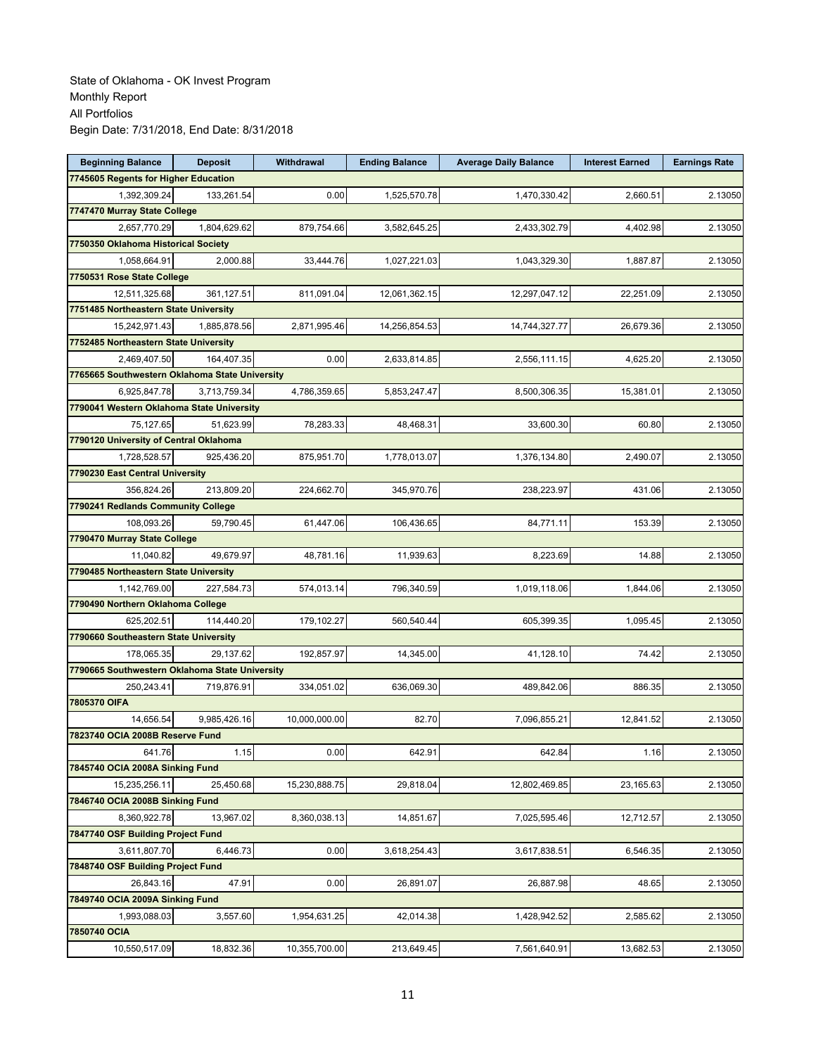State of Oklahoma - OK Invest Program
Monthly Report
All Portfolios
Begin Date: 7/31/2018, End Date: 8/31/2018

| Beginning Balance | Deposit | Withdrawal | Ending Balance | Average Daily Balance | Interest Earned | Earnings Rate |
|---|---|---|---|---|---|---|
| **7745605 Regents for Higher Education** | | | | | | |
| 1,392,309.24 | 133,261.54 | 0.00 | 1,525,570.78 | 1,470,330.42 | 2,660.51 | 2.13050 |
| **7747470 Murray State College** | | | | | | |
| 2,657,770.29 | 1,804,629.62 | 879,754.66 | 3,582,645.25 | 2,433,302.79 | 4,402.98 | 2.13050 |
| **7750350 Oklahoma Historical Society** | | | | | | |
| 1,058,664.91 | 2,000.88 | 33,444.76 | 1,027,221.03 | 1,043,329.30 | 1,887.87 | 2.13050 |
| **7750531 Rose State College** | | | | | | |
| 12,511,325.68 | 361,127.51 | 811,091.04 | 12,061,362.15 | 12,297,047.12 | 22,251.09 | 2.13050 |
| **7751485 Northeastern State University** | | | | | | |
| 15,242,971.43 | 1,885,878.56 | 2,871,995.46 | 14,256,854.53 | 14,744,327.77 | 26,679.36 | 2.13050 |
| **7752485 Northeastern State University** | | | | | | |
| 2,469,407.50 | 164,407.35 | 0.00 | 2,633,814.85 | 2,556,111.15 | 4,625.20 | 2.13050 |
| **7765665 Southwestern Oklahoma State University** | | | | | | |
| 6,925,847.78 | 3,713,759.34 | 4,786,359.65 | 5,853,247.47 | 8,500,306.35 | 15,381.01 | 2.13050 |
| **7790041 Western Oklahoma State University** | | | | | | |
| 75,127.65 | 51,623.99 | 78,283.33 | 48,468.31 | 33,600.30 | 60.80 | 2.13050 |
| **7790120 University of Central Oklahoma** | | | | | | |
| 1,728,528.57 | 925,436.20 | 875,951.70 | 1,778,013.07 | 1,376,134.80 | 2,490.07 | 2.13050 |
| **7790230 East Central University** | | | | | | |
| 356,824.26 | 213,809.20 | 224,662.70 | 345,970.76 | 238,223.97 | 431.06 | 2.13050 |
| **7790241 Redlands Community College** | | | | | | |
| 108,093.26 | 59,790.45 | 61,447.06 | 106,436.65 | 84,771.11 | 153.39 | 2.13050 |
| **7790470 Murray State College** | | | | | | |
| 11,040.82 | 49,679.97 | 48,781.16 | 11,939.63 | 8,223.69 | 14.88 | 2.13050 |
| **7790485 Northeastern State University** | | | | | | |
| 1,142,769.00 | 227,584.73 | 574,013.14 | 796,340.59 | 1,019,118.06 | 1,844.06 | 2.13050 |
| **7790490 Northern Oklahoma College** | | | | | | |
| 625,202.51 | 114,440.20 | 179,102.27 | 560,540.44 | 605,399.35 | 1,095.45 | 2.13050 |
| **7790660 Southeastern State University** | | | | | | |
| 178,065.35 | 29,137.62 | 192,857.97 | 14,345.00 | 41,128.10 | 74.42 | 2.13050 |
| **7790665 Southwestern Oklahoma State University** | | | | | | |
| 250,243.41 | 719,876.91 | 334,051.02 | 636,069.30 | 489,842.06 | 886.35 | 2.13050 |
| **7805370 OIFA** | | | | | | |
| 14,656.54 | 9,985,426.16 | 10,000,000.00 | 82.70 | 7,096,855.21 | 12,841.52 | 2.13050 |
| **7823740 OCIA 2008B Reserve Fund** | | | | | | |
| 641.76 | 1.15 | 0.00 | 642.91 | 642.84 | 1.16 | 2.13050 |
| **7845740 OCIA 2008A Sinking Fund** | | | | | | |
| 15,235,256.11 | 25,450.68 | 15,230,888.75 | 29,818.04 | 12,802,469.85 | 23,165.63 | 2.13050 |
| **7846740 OCIA 2008B Sinking Fund** | | | | | | |
| 8,360,922.78 | 13,967.02 | 8,360,038.13 | 14,851.67 | 7,025,595.46 | 12,712.57 | 2.13050 |
| **7847740 OSF Building Project Fund** | | | | | | |
| 3,611,807.70 | 6,446.73 | 0.00 | 3,618,254.43 | 3,617,838.51 | 6,546.35 | 2.13050 |
| **7848740 OSF Building Project Fund** | | | | | | |
| 26,843.16 | 47.91 | 0.00 | 26,891.07 | 26,887.98 | 48.65 | 2.13050 |
| **7849740 OCIA 2009A Sinking Fund** | | | | | | |
| 1,993,088.03 | 3,557.60 | 1,954,631.25 | 42,014.38 | 1,428,942.52 | 2,585.62 | 2.13050 |
| **7850740 OCIA** | | | | | | |
| 10,550,517.09 | 18,832.36 | 10,355,700.00 | 213,649.45 | 7,561,640.91 | 13,682.53 | 2.13050 |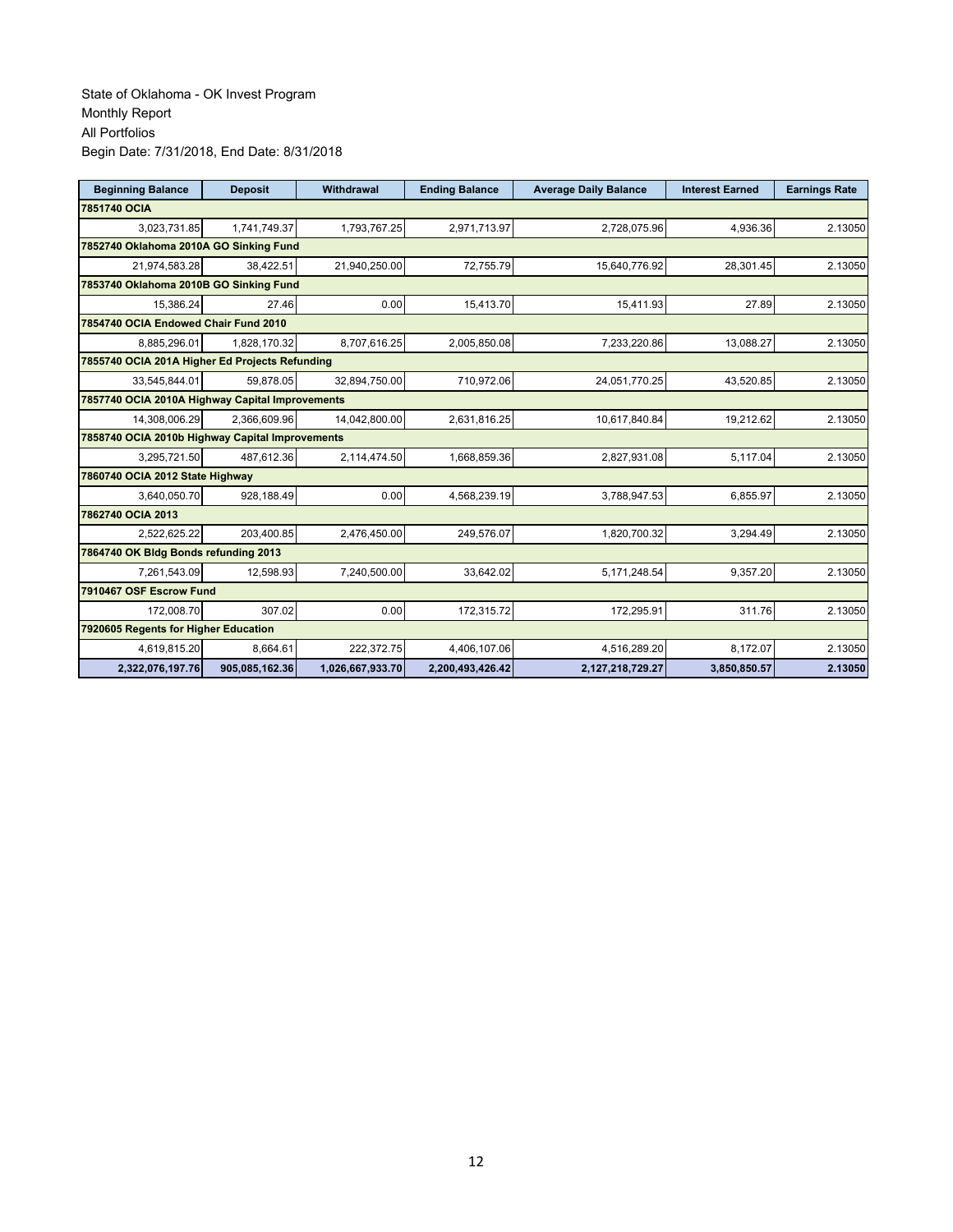State of Oklahoma - OK Invest Program
Monthly Report
All Portfolios
Begin Date: 7/31/2018, End Date: 8/31/2018

| Beginning Balance | Deposit | Withdrawal | Ending Balance | Average Daily Balance | Interest Earned | Earnings Rate |
|---|---|---|---|---|---|---|
| **7851740 OCIA** | | | | | | |
| 3,023,731.85 | 1,741,749.37 | 1,793,767.25 | 2,971,713.97 | 2,728,075.96 | 4,936.36 | 2.13050 |
| **7852740 Oklahoma 2010A GO Sinking Fund** | | | | | | |
| 21,974,583.28 | 38,422.51 | 21,940,250.00 | 72,755.79 | 15,640,776.92 | 28,301.45 | 2.13050 |
| **7853740 Oklahoma 2010B GO Sinking Fund** | | | | | | |
| 15,386.24 | 27.46 | 0.00 | 15,413.70 | 15,411.93 | 27.89 | 2.13050 |
| **7854740 OCIA Endowed Chair Fund 2010** | | | | | | |
| 8,885,296.01 | 1,828,170.32 | 8,707,616.25 | 2,005,850.08 | 7,233,220.86 | 13,088.27 | 2.13050 |
| **7855740 OCIA 201A Higher Ed Projects Refunding** | | | | | | |
| 33,545,844.01 | 59,878.05 | 32,894,750.00 | 710,972.06 | 24,051,770.25 | 43,520.85 | 2.13050 |
| **7857740 OCIA 2010A Highway Capital Improvements** | | | | | | |
| 14,308,006.29 | 2,366,609.96 | 14,042,800.00 | 2,631,816.25 | 10,617,840.84 | 19,212.62 | 2.13050 |
| **7858740 OCIA 2010b Highway Capital Improvements** | | | | | | |
| 3,295,721.50 | 487,612.36 | 2,114,474.50 | 1,668,859.36 | 2,827,931.08 | 5,117.04 | 2.13050 |
| **7860740 OCIA 2012 State Highway** | | | | | | |
| 3,640,050.70 | 928,188.49 | 0.00 | 4,568,239.19 | 3,788,947.53 | 6,855.97 | 2.13050 |
| **7862740 OCIA 2013** | | | | | | |
| 2,522,625.22 | 203,400.85 | 2,476,450.00 | 249,576.07 | 1,820,700.32 | 3,294.49 | 2.13050 |
| **7864740 OK Bldg Bonds refunding 2013** | | | | | | |
| 7,261,543.09 | 12,598.93 | 7,240,500.00 | 33,642.02 | 5,171,248.54 | 9,357.20 | 2.13050 |
| **7910467 OSF Escrow Fund** | | | | | | |
| 172,008.70 | 307.02 | 0.00 | 172,315.72 | 172,295.91 | 311.76 | 2.13050 |
| **7920605 Regents for Higher Education** | | | | | | |
| 4,619,815.20 | 8,664.61 | 222,372.75 | 4,406,107.06 | 4,516,289.20 | 8,172.07 | 2.13050 |
| **2,322,076,197.76** | **905,085,162.36** | **1,026,667,933.70** | **2,200,493,426.42** | **2,127,218,729.27** | **3,850,850.57** | **2.13050** |